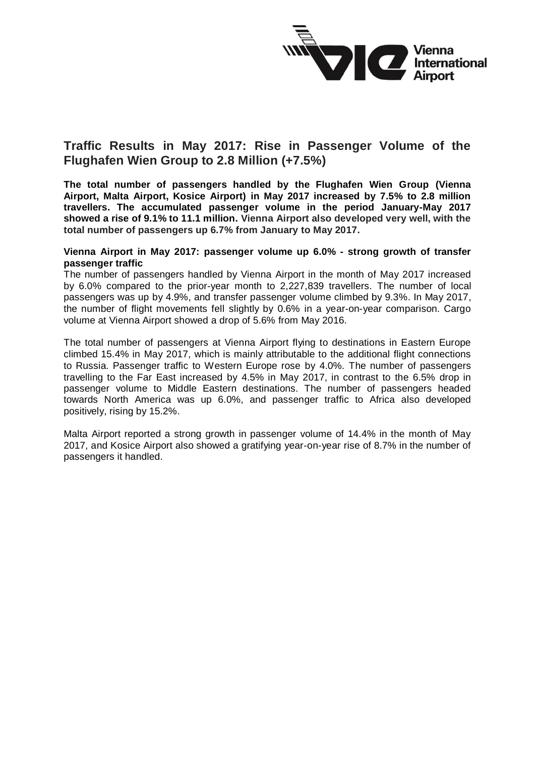# Traffic Results in May 2017: Rise in Passenger Volume of the Flughafen Wien Group to 2.8 Million (+7.5%)

**The total number of passengers handled by the Flughafen Wien Group (Vienna Airport, Malta Airport, Kosice Airport) in May 2017 increased by 7.5% to 2.8 million travellers. The accumulated passenger volume in the period January-May 2017 showed a rise of 9.1% to 11.1 million. Vienna Airport also developed very well, with the total number of passengers up 6.7% from January to May 2017.**

**Vienna Airport in May 2017: passenger volume up 6.0% - strong growth of transfer passenger traffic**

The number of passengers handled by Vienna Airport in the month of May 2017 increased by 6.0% compared to the prior-year month to 2,227,839 travellers. The number of local passengers was up by 4.9%, and transfer passenger volume climbed by 9.3%. In May 2017, the number of flight movements fell slightly by 0.6% in a year-on-year comparison. Cargo volume at Vienna Airport showed a drop of 5.6% from May 2016.

The total number of passengers at Vienna Airport flying to destinations in Eastern Europe climbed 15.4% in May 2017, which is mainly attributable to the additional flight connections to Russia. Passenger traffic to Western Europe rose by 4.0%. The number of passengers travelling to the Far East increased by 4.5% in May 2017, in contrast to the 6.5% drop in passenger volume to Middle Eastern destinations. The number of passengers headed towards North America was up 6.0%, and passenger traffic to Africa also developed positively, rising by 15.2%.

Malta Airport reported a strong growth in passenger volume of 14.4% in the month of May 2017, and Kosice Airport also showed a gratifying year-on-year rise of 8.7% in the number of passengers it handled.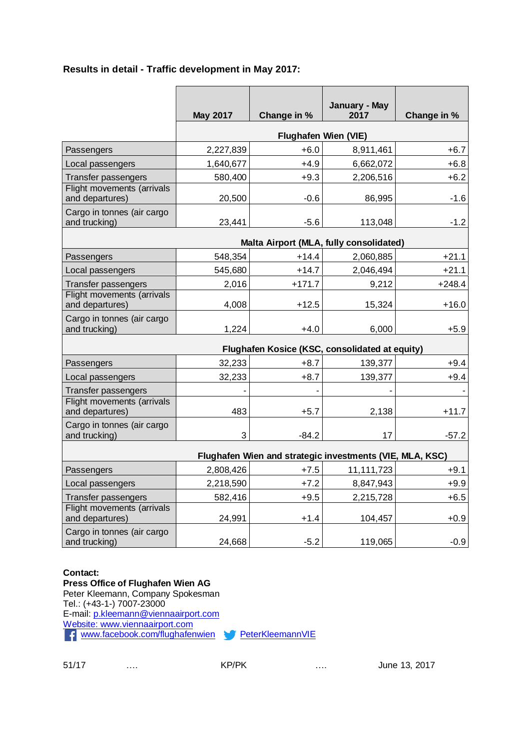**Results in detail - Traffic development in May 2017:**

| | May 2017 | Change in % | January - May 2017 | Change in % |
|---|---|---|---|---|
| | **Flughafen Wien (VIE)** | | | |
| Passengers | 2,227,839 | +6.0 | 8,911,461 | +6.7 |
| Local passengers | 1,640,677 | +4.9 | 6,662,072 | +6.8 |
| Transfer passengers | 580,400 | +9.3 | 2,206,516 | +6.2 |
| Flight movements (arrivals and departures) | 20,500 | -0.6 | 86,995 | -1.6 |
| Cargo in tonnes (air cargo and trucking) | 23,441 | -5.6 | 113,048 | -1.2 |
| | **Malta Airport (MLA, fully consolidated)** | | | |
| Passengers | 548,354 | +14.4 | 2,060,885 | +21.1 |
| Local passengers | 545,680 | +14.7 | 2,046,494 | +21.1 |
| Transfer passengers | 2,016 | +171.7 | 9,212 | +248.4 |
| Flight movements (arrivals and departures) | 4,008 | +12.5 | 15,324 | +16.0 |
| Cargo in tonnes (air cargo and trucking) | 1,224 | +4.0 | 6,000 | +5.9 |
| | **Flughafen Kosice (KSC, consolidated at equity)** | | | |
| Passengers | 32,233 | +8.7 | 139,377 | +9.4 |
| Local passengers | 32,233 | +8.7 | 139,377 | +9.4 |
| Transfer passengers | - | - | - | - |
| Flight movements (arrivals and departures) | 483 | +5.7 | 2,138 | +11.7 |
| Cargo in tonnes (air cargo and trucking) | 3 | -84.2 | 17 | -57.2 |
| | **Flughafen Wien and strategic investments (VIE, MLA, KSC)** | | | |
| Passengers | 2,808,426 | +7.5 | 11,111,723 | +9.1 |
| Local passengers | 2,218,590 | +7.2 | 8,847,943 | +9.9 |
| Transfer passengers | 582,416 | +9.5 | 2,215,728 | +6.5 |
| Flight movements (arrivals and departures) | 24,991 | +1.4 | 104,457 | +0.9 |
| Cargo in tonnes (air cargo and trucking) | 24,668 | -5.2 | 119,065 | -0.9 |

**Contact:**
**Press Office of Flughafen Wien AG**
Peter Kleemann, Company Spokesman
Tel.: (+43-1-) 7007-23000
E-mail: p.kleemann@viennaairport.com
Website: www.viennaairport.com
www.facebook.com/flughafenwien PeterKleemannVIE

51/17 …. KP/PK …. June 13, 2017